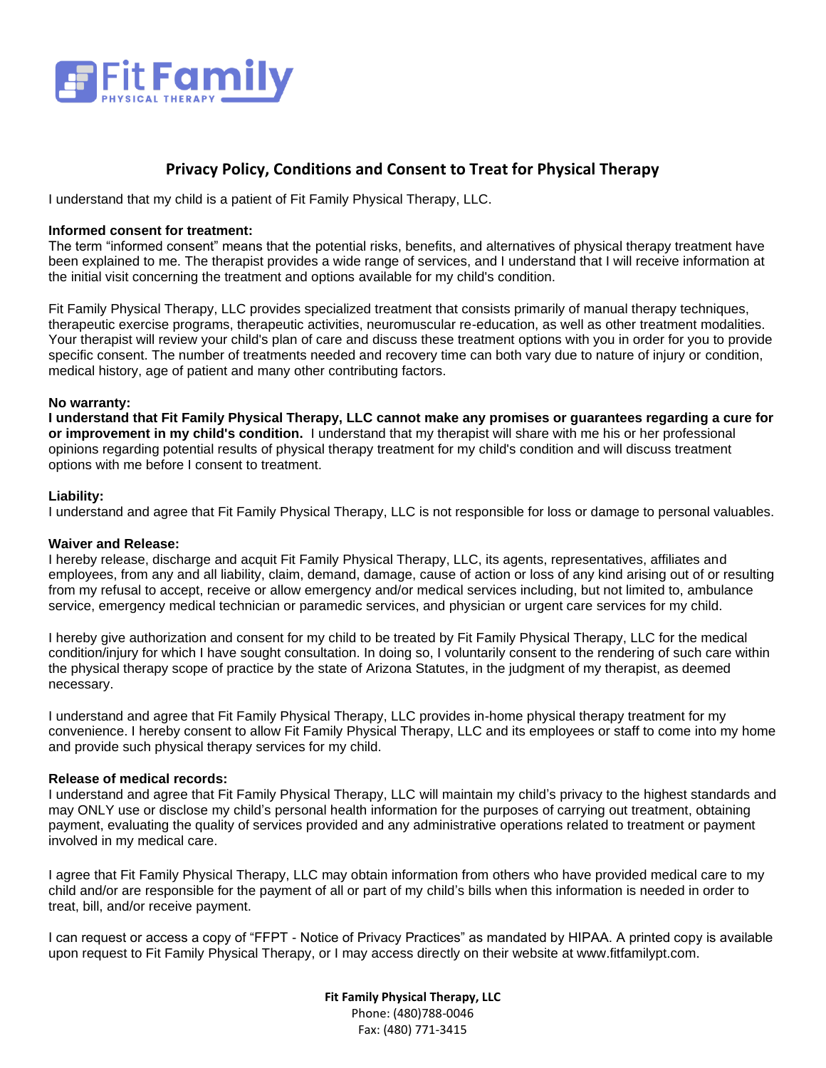# Privacy Policy, Conditions and Consent to Treat for Physical Therapy

I understand that my child is a patient of Fit Family Physical Therapy, LLC.

**Informed consent for treatment:**
The term "informed consent" means that the potential risks, benefits, and alternatives of physical therapy treatment have been explained to me. The therapist provides a wide range of services, and I understand that I will receive information at the initial visit concerning the treatment and options available for my child's condition.

Fit Family Physical Therapy, LLC provides specialized treatment that consists primarily of manual therapy techniques, therapeutic exercise programs, therapeutic activities, neuromuscular re-education, as well as other treatment modalities. Your therapist will review your child's plan of care and discuss these treatment options with you in order for you to provide specific consent. The number of treatments needed and recovery time can both vary due to nature of injury or condition, medical history, age of patient and many other contributing factors.

**No warranty:**
**I understand that Fit Family Physical Therapy, LLC cannot make any promises or guarantees regarding a cure for or improvement in my child's condition.** I understand that my therapist will share with me his or her professional opinions regarding potential results of physical therapy treatment for my child's condition and will discuss treatment options with me before I consent to treatment.

**Liability:**
I understand and agree that Fit Family Physical Therapy, LLC is not responsible for loss or damage to personal valuables.

**Waiver and Release:**
I hereby release, discharge and acquit Fit Family Physical Therapy, LLC, its agents, representatives, affiliates and employees, from any and all liability, claim, demand, damage, cause of action or loss of any kind arising out of or resulting from my refusal to accept, receive or allow emergency and/or medical services including, but not limited to, ambulance service, emergency medical technician or paramedic services, and physician or urgent care services for my child.

I hereby give authorization and consent for my child to be treated by Fit Family Physical Therapy, LLC for the medical condition/injury for which I have sought consultation. In doing so, I voluntarily consent to the rendering of such care within the physical therapy scope of practice by the state of Arizona Statutes, in the judgment of my therapist, as deemed necessary.

I understand and agree that Fit Family Physical Therapy, LLC provides in-home physical therapy treatment for my convenience. I hereby consent to allow Fit Family Physical Therapy, LLC and its employees or staff to come into my home and provide such physical therapy services for my child.

**Release of medical records:**
I understand and agree that Fit Family Physical Therapy, LLC will maintain my child's privacy to the highest standards and may ONLY use or disclose my child's personal health information for the purposes of carrying out treatment, obtaining payment, evaluating the quality of services provided and any administrative operations related to treatment or payment involved in my medical care.

I agree that Fit Family Physical Therapy, LLC may obtain information from others who have provided medical care to my child and/or are responsible for the payment of all or part of my child's bills when this information is needed in order to treat, bill, and/or receive payment.

I can request or access a copy of "FFPT - Notice of Privacy Practices" as mandated by HIPAA. A printed copy is available upon request to Fit Family Physical Therapy, or I may access directly on their website at www.fitfamilypt.com.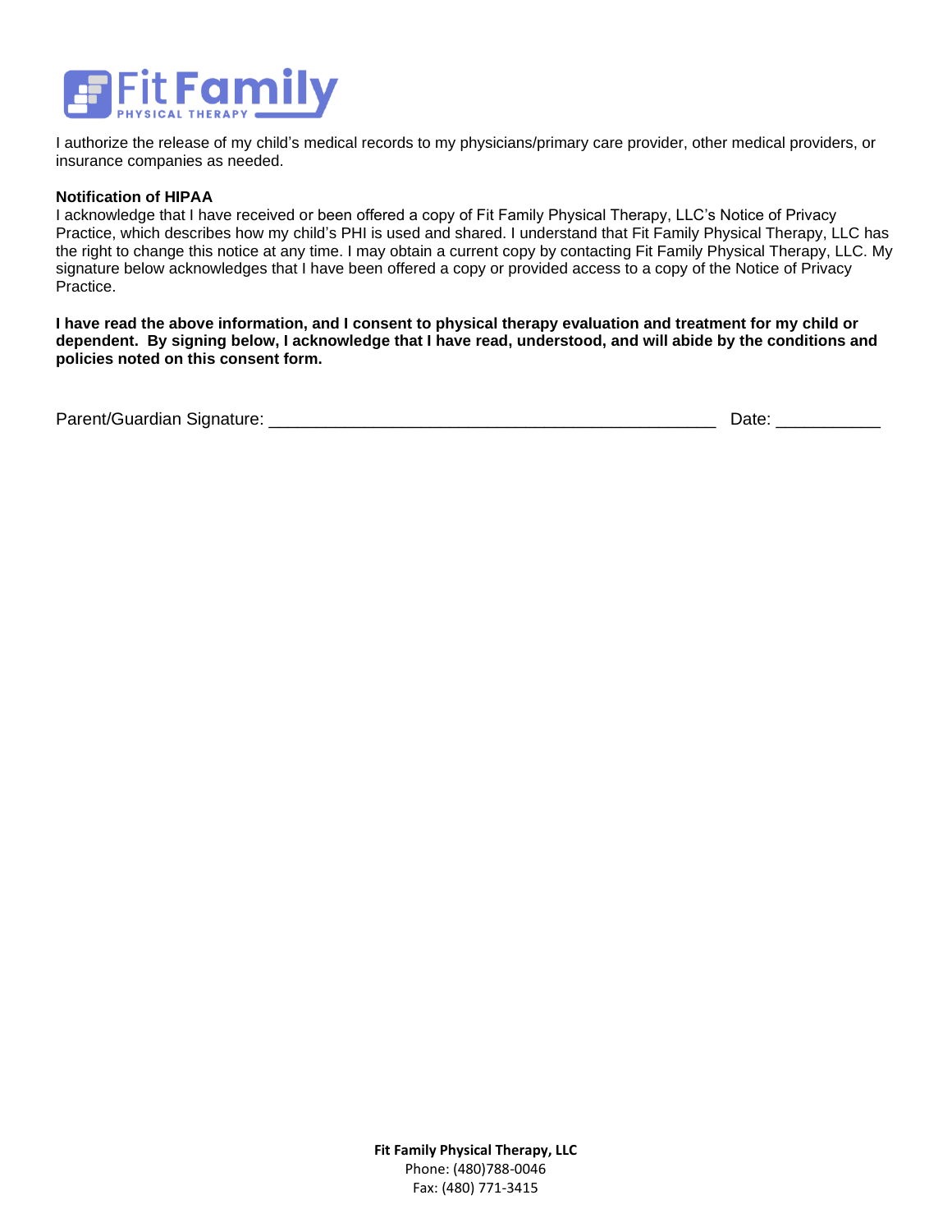I authorize the release of my child's medical records to my physicians/primary care provider, other medical providers, or insurance companies as needed.

**Notification of HIPAA**

I acknowledge that I have received or been offered a copy of Fit Family Physical Therapy, LLC's Notice of Privacy Practice, which describes how my child's PHI is used and shared. I understand that Fit Family Physical Therapy, LLC has the right to change this notice at any time. I may obtain a current copy by contacting Fit Family Physical Therapy, LLC. My signature below acknowledges that I have been offered a copy or provided access to a copy of the Notice of Privacy Practice.

**I have read the above information, and I consent to physical therapy evaluation and treatment for my child or dependent. By signing below, I acknowledge that I have read, understood, and will abide by the conditions and policies noted on this consent form.**

Parent/Guardian Signature: _______________________________________________ Date: ___________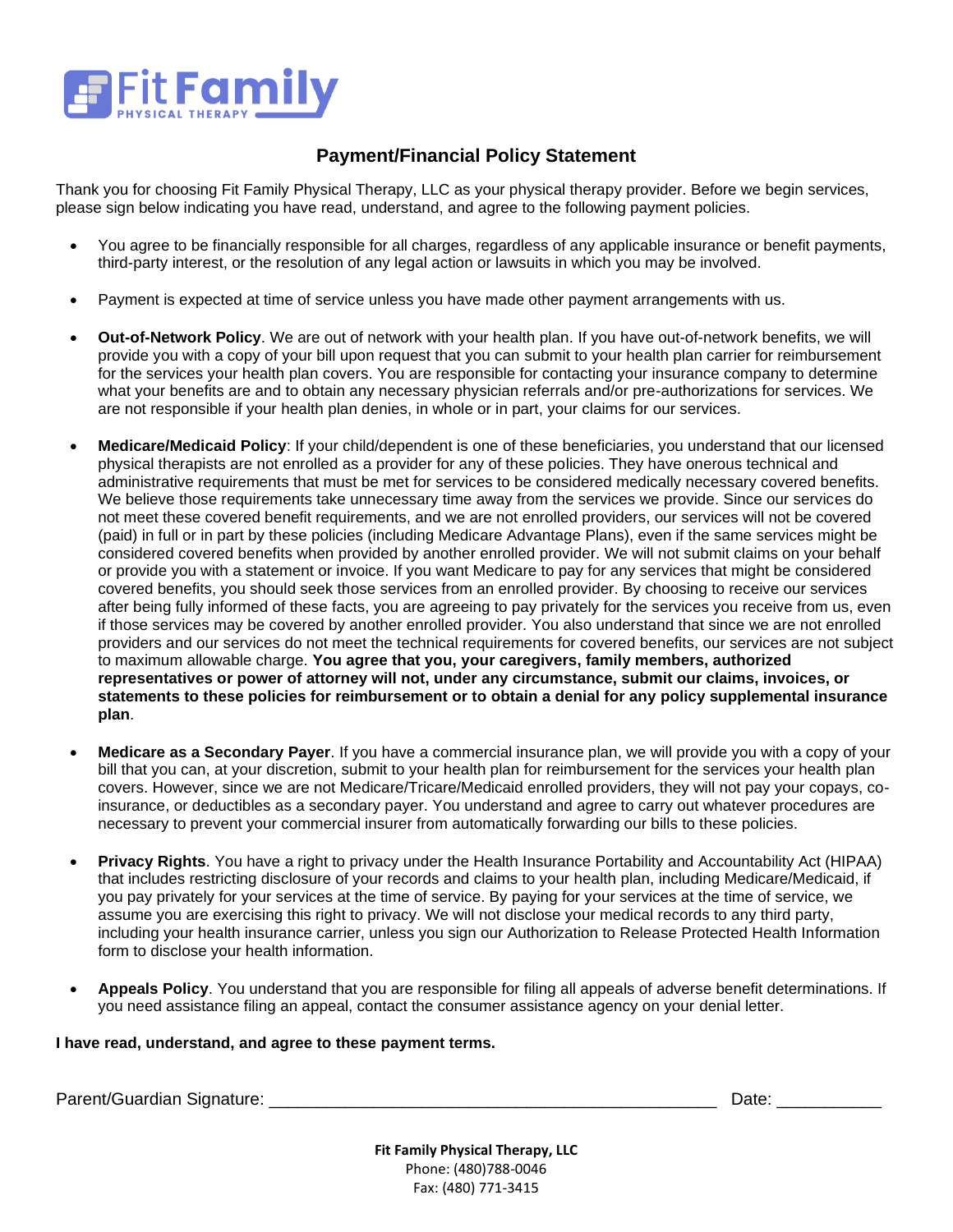Fit Family PHYSICAL THERAPY

## Payment/Financial Policy Statement

Thank you for choosing Fit Family Physical Therapy, LLC as your physical therapy provider. Before we begin services, please sign below indicating you have read, understand, and agree to the following payment policies.

- You agree to be financially responsible for all charges, regardless of any applicable insurance or benefit payments, third-party interest, or the resolution of any legal action or lawsuits in which you may be involved.
- Payment is expected at time of service unless you have made other payment arrangements with us.
- **Out-of-Network Policy**. We are out of network with your health plan. If you have out-of-network benefits, we will provide you with a copy of your bill upon request that you can submit to your health plan carrier for reimbursement for the services your health plan covers. You are responsible for contacting your insurance company to determine what your benefits are and to obtain any necessary physician referrals and/or pre-authorizations for services. We are not responsible if your health plan denies, in whole or in part, your claims for our services.
- **Medicare/Medicaid Policy**: If your child/dependent is one of these beneficiaries, you understand that our licensed physical therapists are not enrolled as a provider for any of these policies. They have onerous technical and administrative requirements that must be met for services to be considered medically necessary covered benefits. We believe those requirements take unnecessary time away from the services we provide. Since our services do not meet these covered benefit requirements, and we are not enrolled providers, our services will not be covered (paid) in full or in part by these policies (including Medicare Advantage Plans), even if the same services might be considered covered benefits when provided by another enrolled provider. We will not submit claims on your behalf or provide you with a statement or invoice. If you want Medicare to pay for any services that might be considered covered benefits, you should seek those services from an enrolled provider. By choosing to receive our services after being fully informed of these facts, you are agreeing to pay privately for the services you receive from us, even if those services may be covered by another enrolled provider. You also understand that since we are not enrolled providers and our services do not meet the technical requirements for covered benefits, our services are not subject to maximum allowable charge. **You agree that you, your caregivers, family members, authorized representatives or power of attorney will not, under any circumstance, submit our claims, invoices, or statements to these policies for reimbursement or to obtain a denial for any policy supplemental insurance plan**.
- **Medicare as a Secondary Payer**. If you have a commercial insurance plan, we will provide you with a copy of your bill that you can, at your discretion, submit to your health plan for reimbursement for the services your health plan covers. However, since we are not Medicare/Tricare/Medicaid enrolled providers, they will not pay your copays, co-insurance, or deductibles as a secondary payer. You understand and agree to carry out whatever procedures are necessary to prevent your commercial insurer from automatically forwarding our bills to these policies.
- **Privacy Rights**. You have a right to privacy under the Health Insurance Portability and Accountability Act (HIPAA) that includes restricting disclosure of your records and claims to your health plan, including Medicare/Medicaid, if you pay privately for your services at the time of service. By paying for your services at the time of service, we assume you are exercising this right to privacy. We will not disclose your medical records to any third party, including your health insurance carrier, unless you sign our Authorization to Release Protected Health Information form to disclose your health information.
- **Appeals Policy**. You understand that you are responsible for filing all appeals of adverse benefit determinations. If you need assistance filing an appeal, contact the consumer assistance agency on your denial letter.

**I have read, understand, and agree to these payment terms.**

Parent/Guardian Signature: _______________________________________________ Date: ___________

**Fit Family Physical Therapy, LLC**
Phone: (480)788-0046
Fax: (480) 771-3415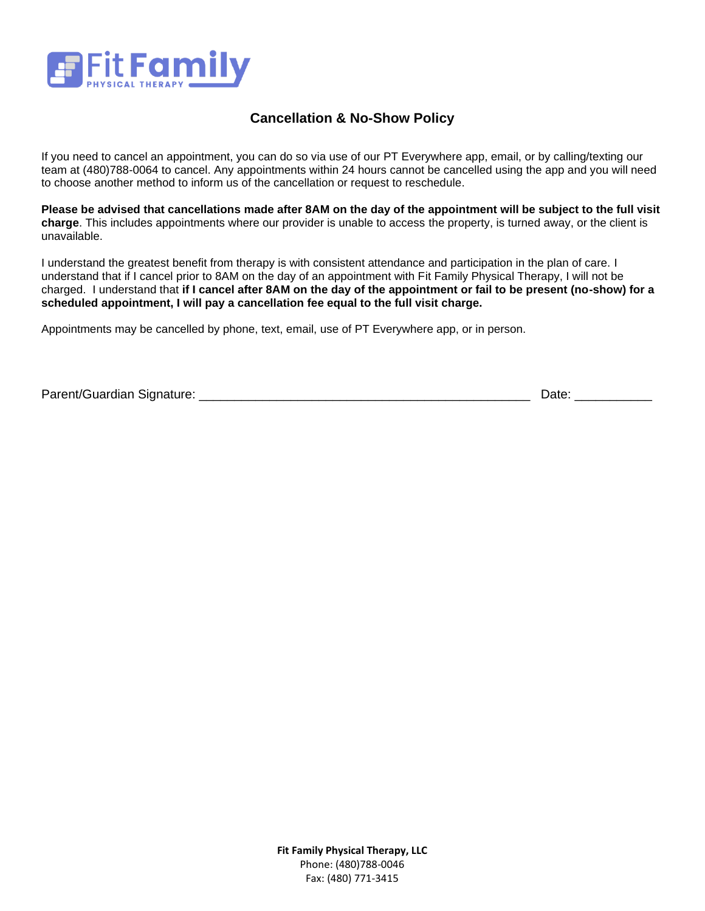# Fit Family
PHYSICAL THERAPY

## Cancellation & No-Show Policy

If you need to cancel an appointment, you can do so via use of our PT Everywhere app, email, or by calling/texting our team at (480)788-0064 to cancel. Any appointments within 24 hours cannot be cancelled using the app and you will need to choose another method to inform us of the cancellation or request to reschedule.

**Please be advised that cancellations made after 8AM on the day of the appointment will be subject to the full visit charge**. This includes appointments where our provider is unable to access the property, is turned away, or the client is unavailable.

I understand the greatest benefit from therapy is with consistent attendance and participation in the plan of care. I understand that if I cancel prior to 8AM on the day of an appointment with Fit Family Physical Therapy, I will not be charged. I understand that **if I cancel after 8AM on the day of the appointment or fail to be present (no-show) for a scheduled appointment, I will pay a cancellation fee equal to the full visit charge.**

Appointments may be cancelled by phone, text, email, use of PT Everywhere app, or in person.

Parent/Guardian Signature: _______________________________________________ Date: ___________

**Fit Family Physical Therapy, LLC**
Phone: (480)788-0046
Fax: (480) 771-3415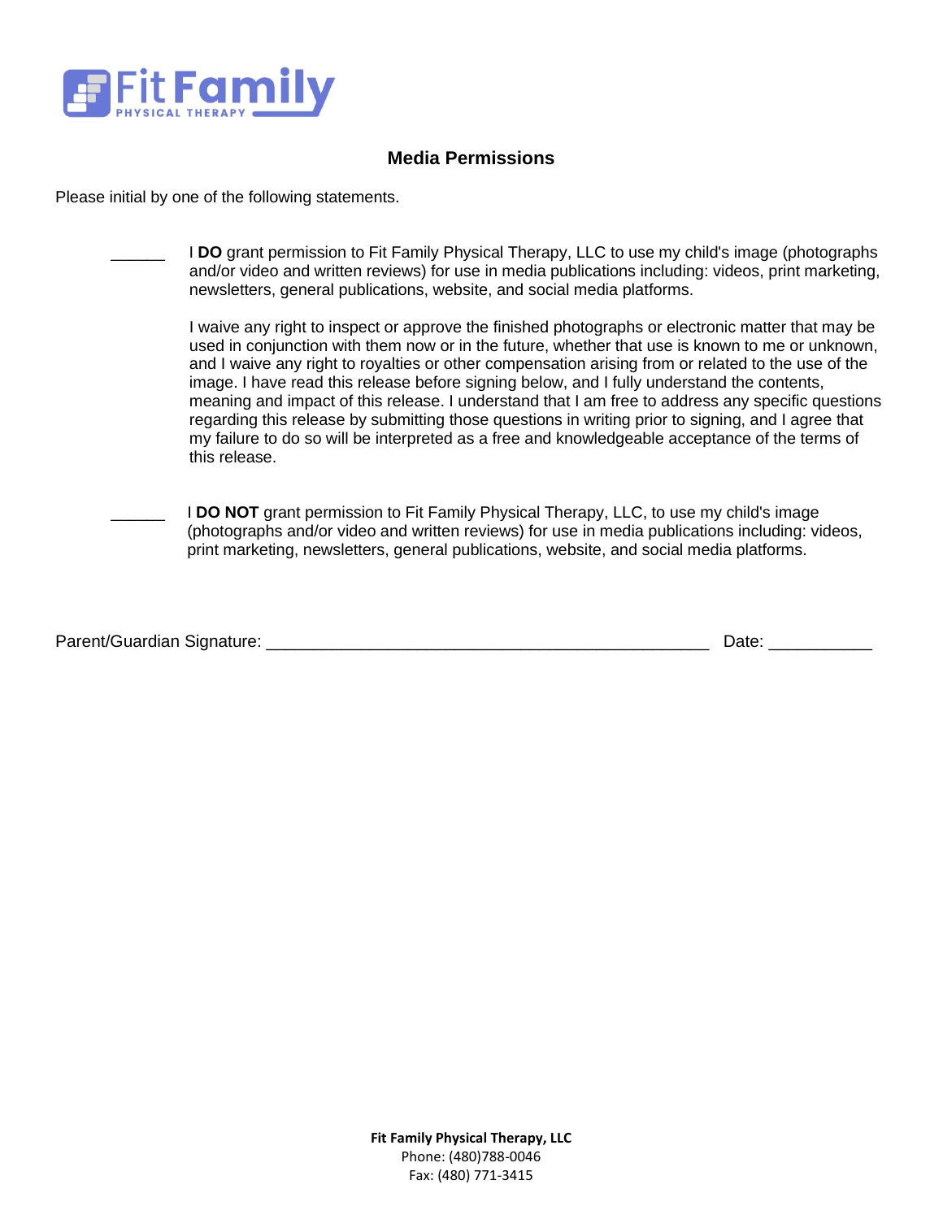# Fit Family PHYSICAL THERAPY

## Media Permissions

Please initial by one of the following statements.

______ I **DO** grant permission to Fit Family Physical Therapy, LLC to use my child's image (photographs and/or video and written reviews) for use in media publications including: videos, print marketing, newsletters, general publications, website, and social media platforms.

I waive any right to inspect or approve the finished photographs or electronic matter that may be used in conjunction with them now or in the future, whether that use is known to me or unknown, and I waive any right to royalties or other compensation arising from or related to the use of the image. I have read this release before signing below, and I fully understand the contents, meaning and impact of this release. I understand that I am free to address any specific questions regarding this release by submitting those questions in writing prior to signing, and I agree that my failure to do so will be interpreted as a free and knowledgeable acceptance of the terms of this release.

______ I **DO NOT** grant permission to Fit Family Physical Therapy, LLC, to use my child's image (photographs and/or video and written reviews) for use in media publications including: videos, print marketing, newsletters, general publications, website, and social media platforms.

Parent/Guardian Signature: ________________________________________________ Date: ___________

**Fit Family Physical Therapy, LLC**
Phone: (480)788-0046
Fax: (480) 771-3415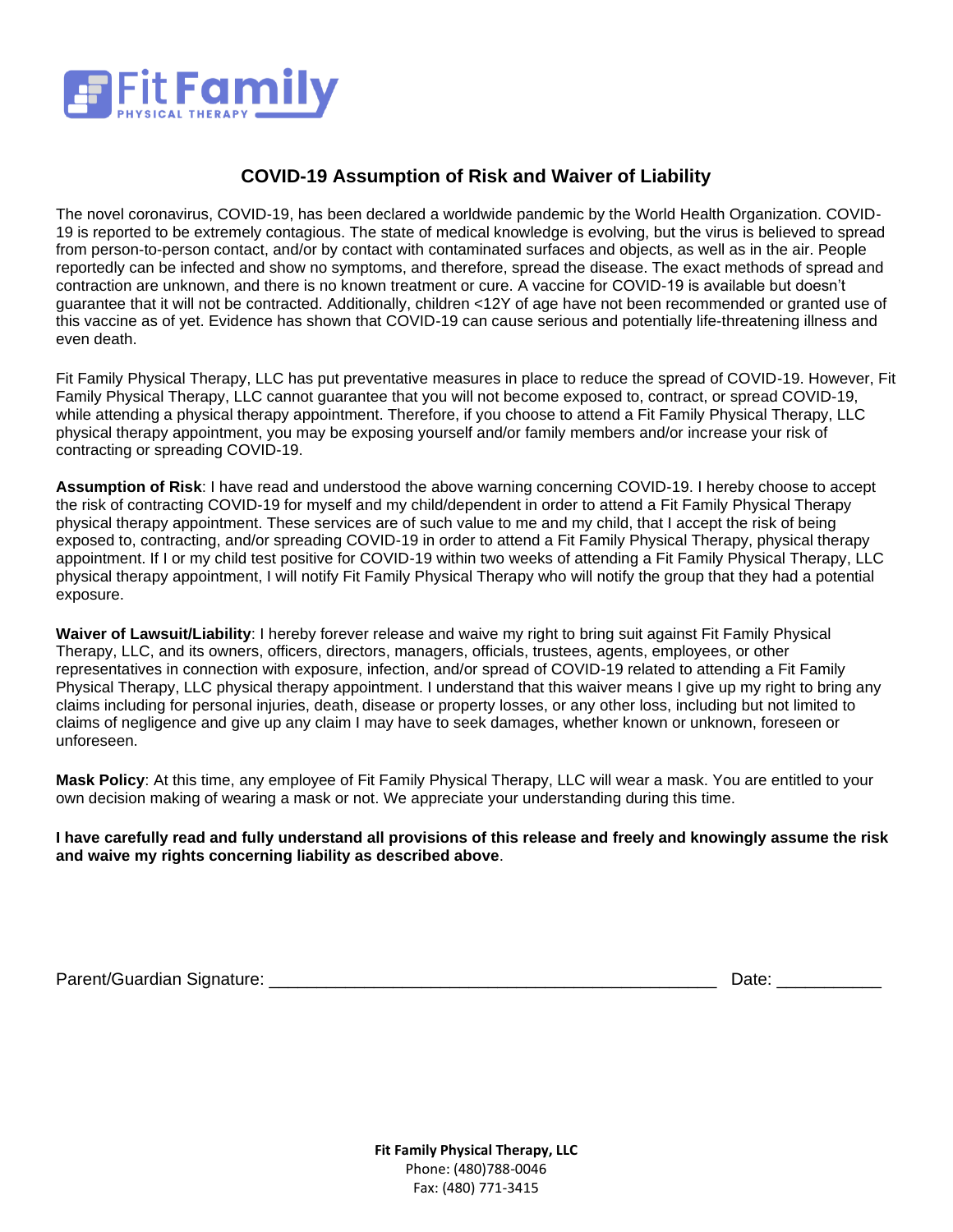Fit Family PHYSICAL THERAPY

## COVID-19 Assumption of Risk and Waiver of Liability

The novel coronavirus, COVID-19, has been declared a worldwide pandemic by the World Health Organization. COVID-19 is reported to be extremely contagious. The state of medical knowledge is evolving, but the virus is believed to spread from person-to-person contact, and/or by contact with contaminated surfaces and objects, as well as in the air. People reportedly can be infected and show no symptoms, and therefore, spread the disease. The exact methods of spread and contraction are unknown, and there is no known treatment or cure. A vaccine for COVID-19 is available but doesn't guarantee that it will not be contracted. Additionally, children <12Y of age have not been recommended or granted use of this vaccine as of yet. Evidence has shown that COVID-19 can cause serious and potentially life-threatening illness and even death.

Fit Family Physical Therapy, LLC has put preventative measures in place to reduce the spread of COVID-19. However, Fit Family Physical Therapy, LLC cannot guarantee that you will not become exposed to, contract, or spread COVID-19, while attending a physical therapy appointment. Therefore, if you choose to attend a Fit Family Physical Therapy, LLC physical therapy appointment, you may be exposing yourself and/or family members and/or increase your risk of contracting or spreading COVID-19.

**Assumption of Risk**: I have read and understood the above warning concerning COVID-19. I hereby choose to accept the risk of contracting COVID-19 for myself and my child/dependent in order to attend a Fit Family Physical Therapy physical therapy appointment. These services are of such value to me and my child, that I accept the risk of being exposed to, contracting, and/or spreading COVID-19 in order to attend a Fit Family Physical Therapy, physical therapy appointment. If I or my child test positive for COVID-19 within two weeks of attending a Fit Family Physical Therapy, LLC physical therapy appointment, I will notify Fit Family Physical Therapy who will notify the group that they had a potential exposure.

**Waiver of Lawsuit/Liability**: I hereby forever release and waive my right to bring suit against Fit Family Physical Therapy, LLC, and its owners, officers, directors, managers, officials, trustees, agents, employees, or other representatives in connection with exposure, infection, and/or spread of COVID-19 related to attending a Fit Family Physical Therapy, LLC physical therapy appointment. I understand that this waiver means I give up my right to bring any claims including for personal injuries, death, disease or property losses, or any other loss, including but not limited to claims of negligence and give up any claim I may have to seek damages, whether known or unknown, foreseen or unforeseen.

**Mask Policy**: At this time, any employee of Fit Family Physical Therapy, LLC will wear a mask. You are entitled to your own decision making of wearing a mask or not. We appreciate your understanding during this time.

**I have carefully read and fully understand all provisions of this release and freely and knowingly assume the risk and waive my rights concerning liability as described above**.

Parent/Guardian Signature: ________________________________________________ Date: ___________

**Fit Family Physical Therapy, LLC**
Phone: (480)788-0046
Fax: (480) 771-3415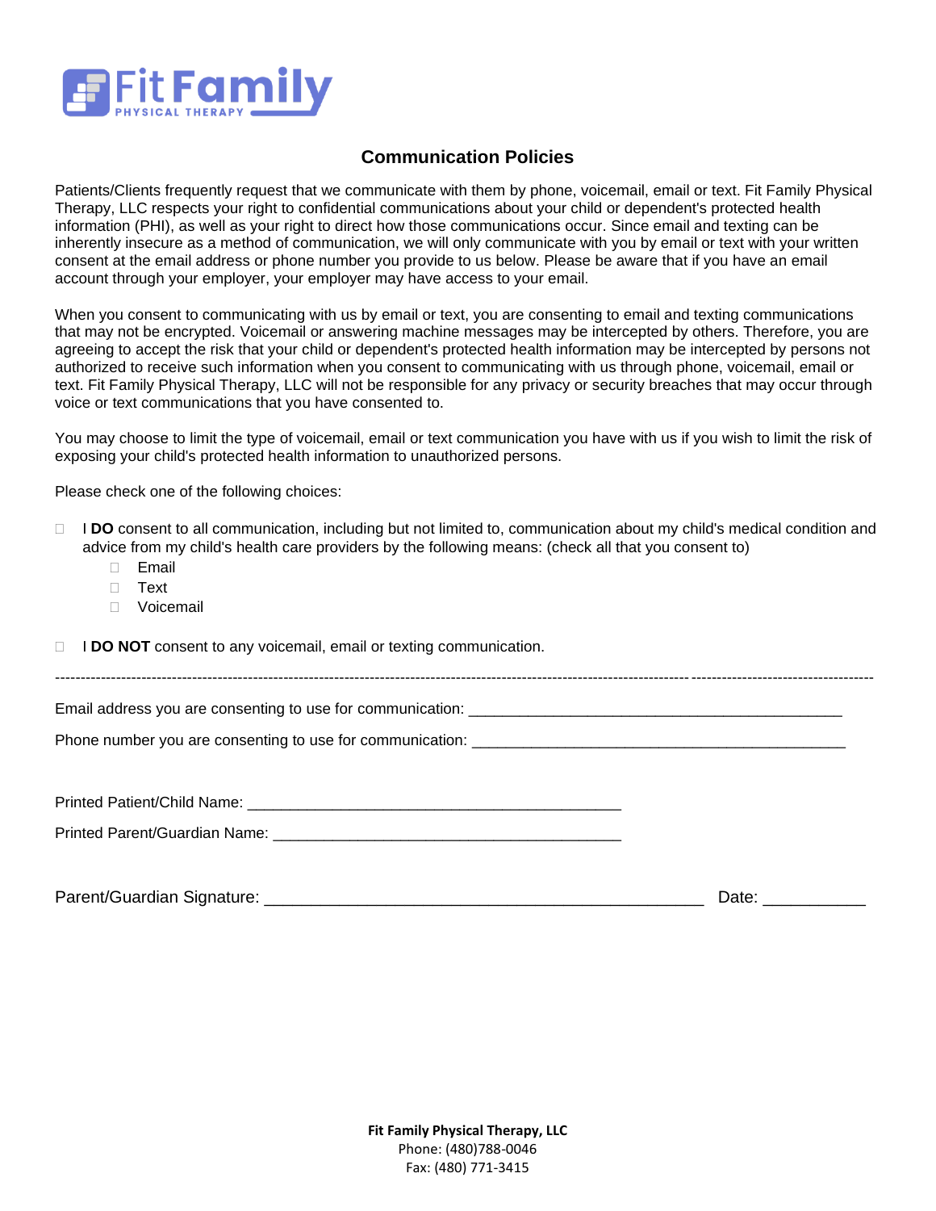Fit Family PHYSICAL THERAPY

## Communication Policies

Patients/Clients frequently request that we communicate with them by phone, voicemail, email or text. Fit Family Physical Therapy, LLC respects your right to confidential communications about your child or dependent's protected health information (PHI), as well as your right to direct how those communications occur. Since email and texting can be inherently insecure as a method of communication, we will only communicate with you by email or text with your written consent at the email address or phone number you provide to us below. Please be aware that if you have an email account through your employer, your employer may have access to your email.

When you consent to communicating with us by email or text, you are consenting to email and texting communications that may not be encrypted. Voicemail or answering machine messages may be intercepted by others. Therefore, you are agreeing to accept the risk that your child or dependent's protected health information may be intercepted by persons not authorized to receive such information when you consent to communicating with us through phone, voicemail, email or text. Fit Family Physical Therapy, LLC will not be responsible for any privacy or security breaches that may occur through voice or text communications that you have consented to.

You may choose to limit the type of voicemail, email or text communication you have with us if you wish to limit the risk of exposing your child's protected health information to unauthorized persons.

Please check one of the following choices:

- ☐ I **DO** consent to all communication, including but not limited to, communication about my child's medical condition and advice from my child's health care providers by the following means: (check all that you consent to)
  - ☐ Email
  - ☐ Text
  - ☐ Voicemail

- ☐ I **DO NOT** consent to any voicemail, email or texting communication.

---

Email address you are consenting to use for communication: _____________________________________________

Phone number you are consenting to use for communication: _____________________________________________

Printed Patient/Child Name: _____________________________________________

Printed Parent/Guardian Name: __________________________________________

Parent/Guardian Signature: _____________________________________________ Date: ___________

**Fit Family Physical Therapy, LLC**
Phone: (480)788-0046
Fax: (480) 771-3415